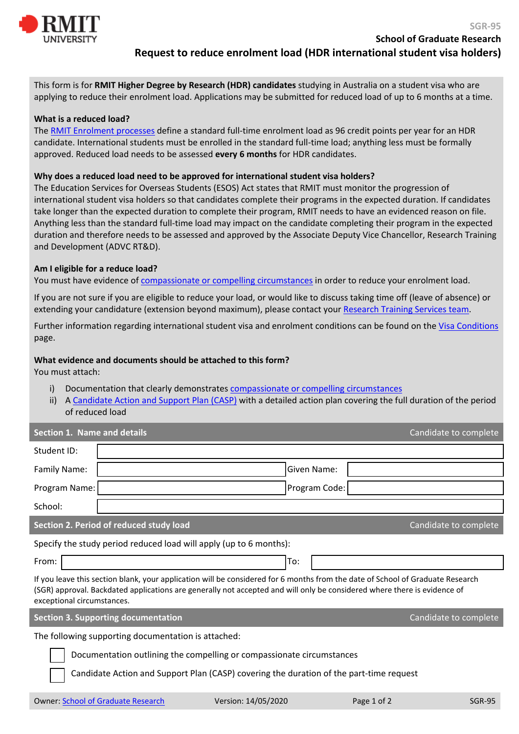SGR-95

School of Graduate Research

# Request to reduce enrolment load (HDR international student visa holders)

This form is for **RMIT Higher Degree by Research (HDR) candidates** studying in Australia on a student visa who are applying to reduce their enrolment load. Applications may be submitted for reduced load of up to 6 months at a time.

**What is a reduced load?**

The RMIT Enrolment processes define a standard full-time enrolment load as 96 credit points per year for an HDR candidate. International students must be enrolled in the standard full-time load; anything less must be formally approved. Reduced load needs to be assessed **every 6 months** for HDR candidates.

**Why does a reduced load need to be approved for international student visa holders?**

The Education Services for Overseas Students (ESOS) Act states that RMIT must monitor the progression of international student visa holders so that candidates complete their programs in the expected duration. If candidates take longer than the expected duration to complete their program, RMIT needs to have an evidenced reason on file. Anything less than the standard full-time load may impact on the candidate completing their program in the expected duration and therefore needs to be assessed and approved by the Associate Deputy Vice Chancellor, Research Training and Development (ADVC RT&D).

**Am I eligible for a reduce load?**

You must have evidence of compassionate or compelling circumstances in order to reduce your enrolment load.

If you are not sure if you are eligible to reduce your load, or would like to discuss taking time off (leave of absence) or extending your candidature (extension beyond maximum), please contact your Research Training Services team.

Further information regarding international student visa and enrolment conditions can be found on the Visa Conditions page.

**What evidence and documents should be attached to this form?**

You must attach:

i) Documentation that clearly demonstrates compassionate or compelling circumstances

ii) A Candidate Action and Support Plan (CASP) with a detailed action plan covering the full duration of the period of reduced load

## Section 1. Name and details — Candidate to complete

| | | | |
|---|---|---|---|
| Student ID: | | | |
| Family Name: | | Given Name: | |
| Program Name: | | Program Code: | |
| School: | | | |

## Section 2. Period of reduced study load — Candidate to complete

Specify the study period reduced load will apply (up to 6 months):

| | | | |
|---|---|---|---|
| From: | | To: | |

If you leave this section blank, your application will be considered for 6 months from the date of School of Graduate Research (SGR) approval. Backdated applications are generally not accepted and will only be considered where there is evidence of exceptional circumstances.

## Section 3. Supporting documentation — Candidate to complete

The following supporting documentation is attached:

- ☐ Documentation outlining the compelling or compassionate circumstances
- ☐ Candidate Action and Support Plan (CASP) covering the duration of the part-time request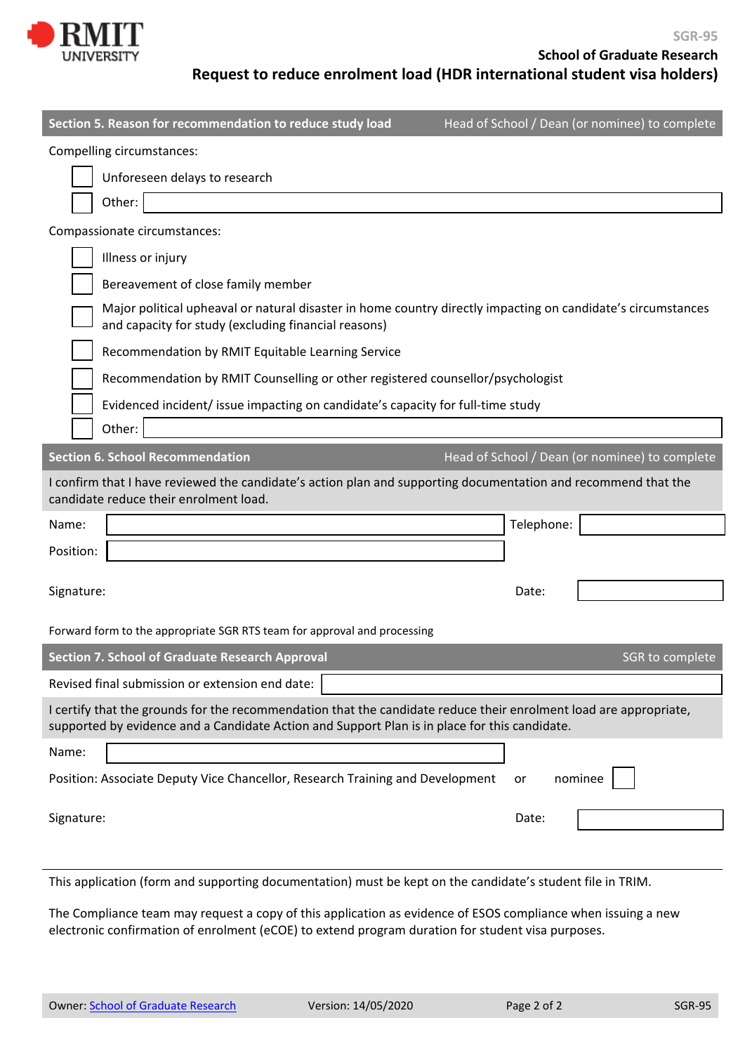# Request to reduce enrolment load (HDR international student visa holders)

School of Graduate Research

## Section 5. Reason for recommendation to reduce study load

*Head of School / Dean (or nominee) to complete*

Compelling circumstances:

- ☐ Unforeseen delays to research
- ☐ Other: ____________________

Compassionate circumstances:

- ☐ Illness or injury
- ☐ Bereavement of close family member
- ☐ Major political upheaval or natural disaster in home country directly impacting on candidate's circumstances and capacity for study (excluding financial reasons)
- ☐ Recommendation by RMIT Equitable Learning Service
- ☐ Recommendation by RMIT Counselling or other registered counsellor/psychologist
- ☐ Evidenced incident/ issue impacting on candidate's capacity for full-time study
- ☐ Other: ____________________

## Section 6. School Recommendation

*Head of School / Dean (or nominee) to complete*

I confirm that I have reviewed the candidate's action plan and supporting documentation and recommend that the candidate reduce their enrolment load.

Name: ____________________ Telephone: ____________________

Position: ____________________

Signature: Date: ____________________

Forward form to the appropriate SGR RTS team for approval and processing

## Section 7. School of Graduate Research Approval

*SGR to complete*

Revised final submission or extension end date: ____________________

I certify that the grounds for the recommendation that the candidate reduce their enrolment load are appropriate, supported by evidence and a Candidate Action and Support Plan is in place for this candidate.

Name: ____________________

Position: Associate Deputy Vice Chancellor, Research Training and Development or nominee ☐

Signature: Date: ____________________

---

This application (form and supporting documentation) must be kept on the candidate's student file in TRIM.

The Compliance team may request a copy of this application as evidence of ESOS compliance when issuing a new electronic confirmation of enrolment (eCOE) to extend program duration for student visa purposes.

Owner: School of Graduate Research Version: 14/05/2020